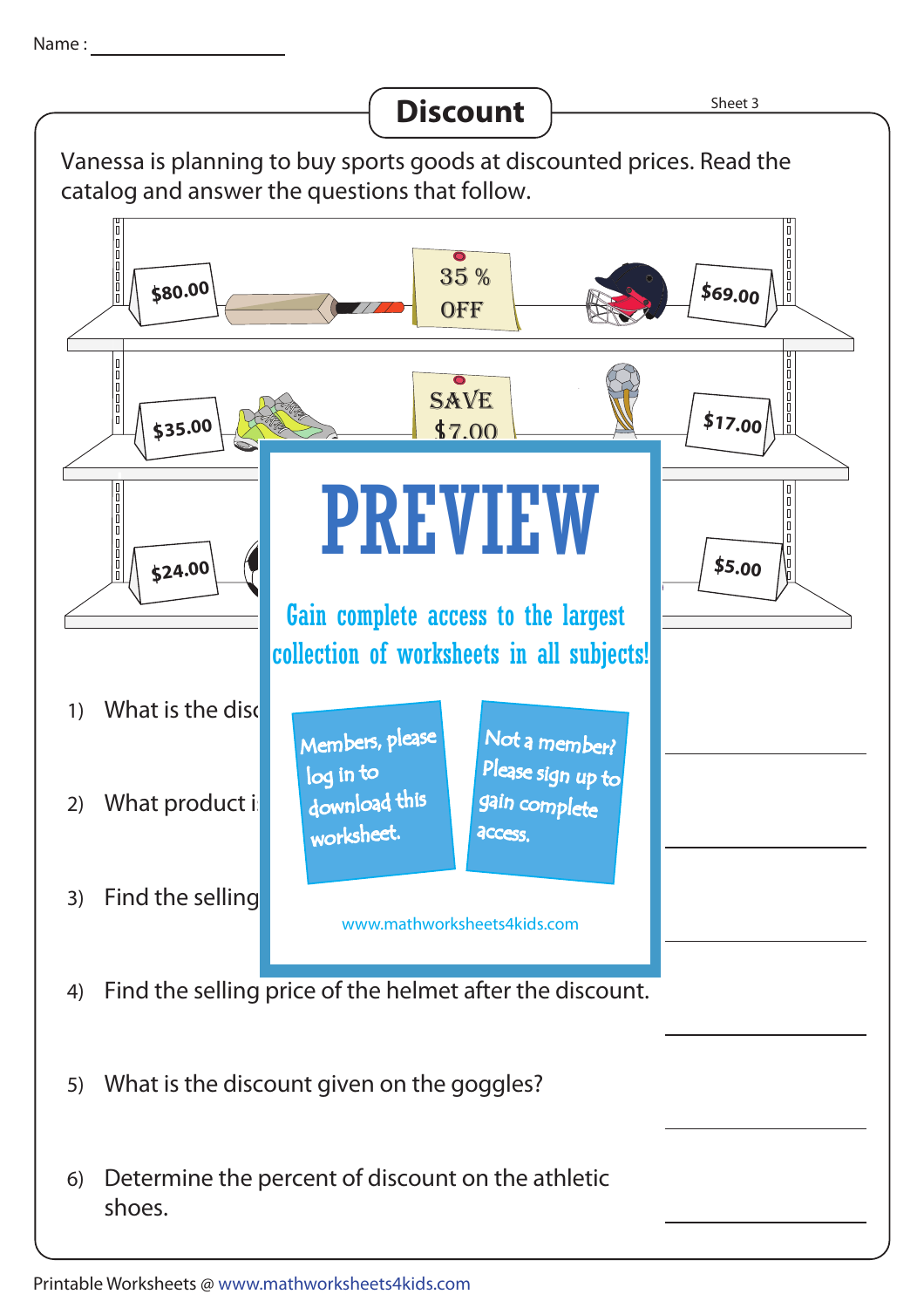Name : ____________________

# Discount

Sheet 3

Vanessa is planning to buy sports goods at discounted prices. Read the catalog and answer the questions that follow.

$80.00

35 % OFF

$69.00

$35.00

SAVE $7.00

$17.00

$24.00

$5.00

PREVIEW

Gain complete access to the largest collection of worksheets in all subjects!

Members, please log in to download this worksheet.

Not a member? Please sign up to gain complete access.

www.mathworksheets4kids.com

1) What is the disc

2) What product i

3) Find the selling

4) Find the selling price of the helmet after the discount.

5) What is the discount given on the goggles?

6) Determine the percent of discount on the athletic shoes.

Printable Worksheets @ www.mathworksheets4kids.com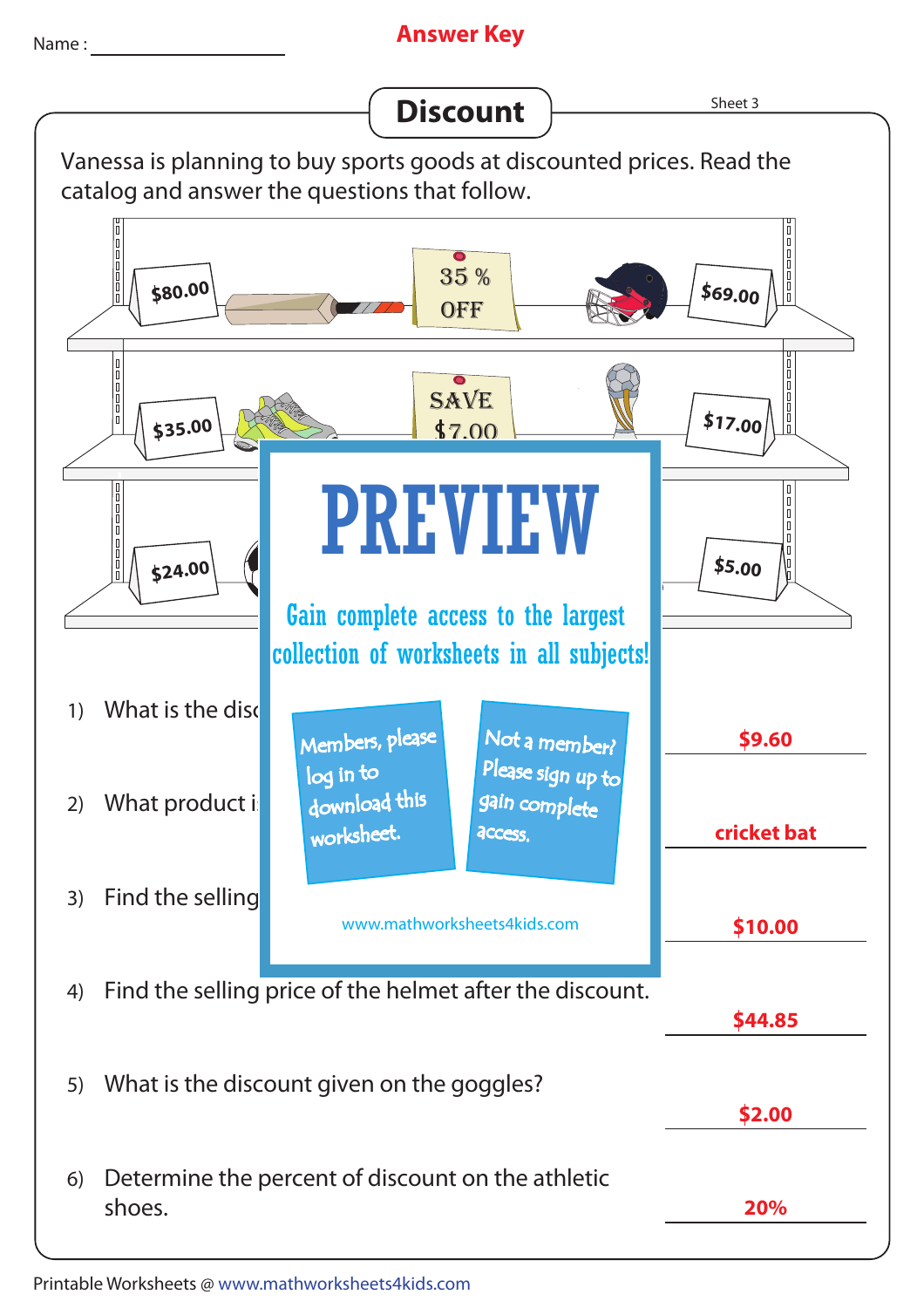Name : ____________

**Answer Key**

# Discount

Sheet 3

Vanessa is planning to buy sports goods at discounted prices. Read the catalog and answer the questions that follow.

$80.00

35 % OFF

$69.00

$35.00

SAVE $7.00

$17.00

$24.00

$5.00

PREVIEW

Gain complete access to the largest collection of worksheets in all subjects!

Members, please log in to download this worksheet.

Not a member? Please sign up to gain complete access.

www.mathworksheets4kids.com

1) What is the disc **$9.60**

2) What product i **cricket bat**

3) Find the selling **$10.00**

4) Find the selling price of the helmet after the discount. **$44.85**

5) What is the discount given on the goggles? **$2.00**

6) Determine the percent of discount on the athletic shoes. **20%**

Printable Worksheets @ www.mathworksheets4kids.com